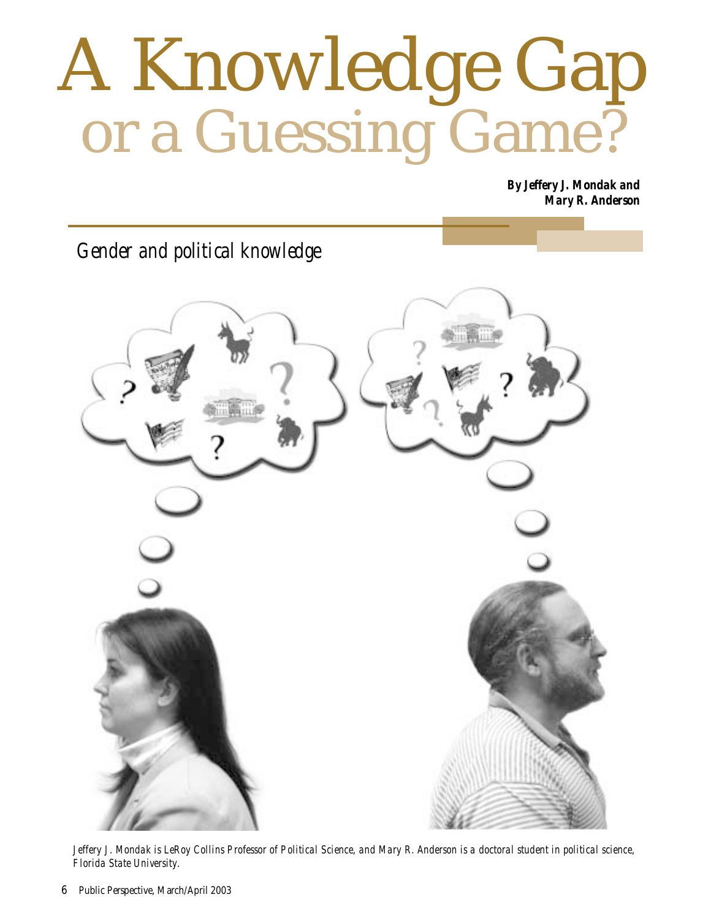# A Knowledge Gap or a Guessing Game?

**By Jeffery J. Mondak and Mary R. Anderson**

## Gender and political knowledge

*Jeffery J. Mondak is LeRoy Collins Professor of Political Science, and Mary R. Anderson is a doctoral student in political science, Florida State University.*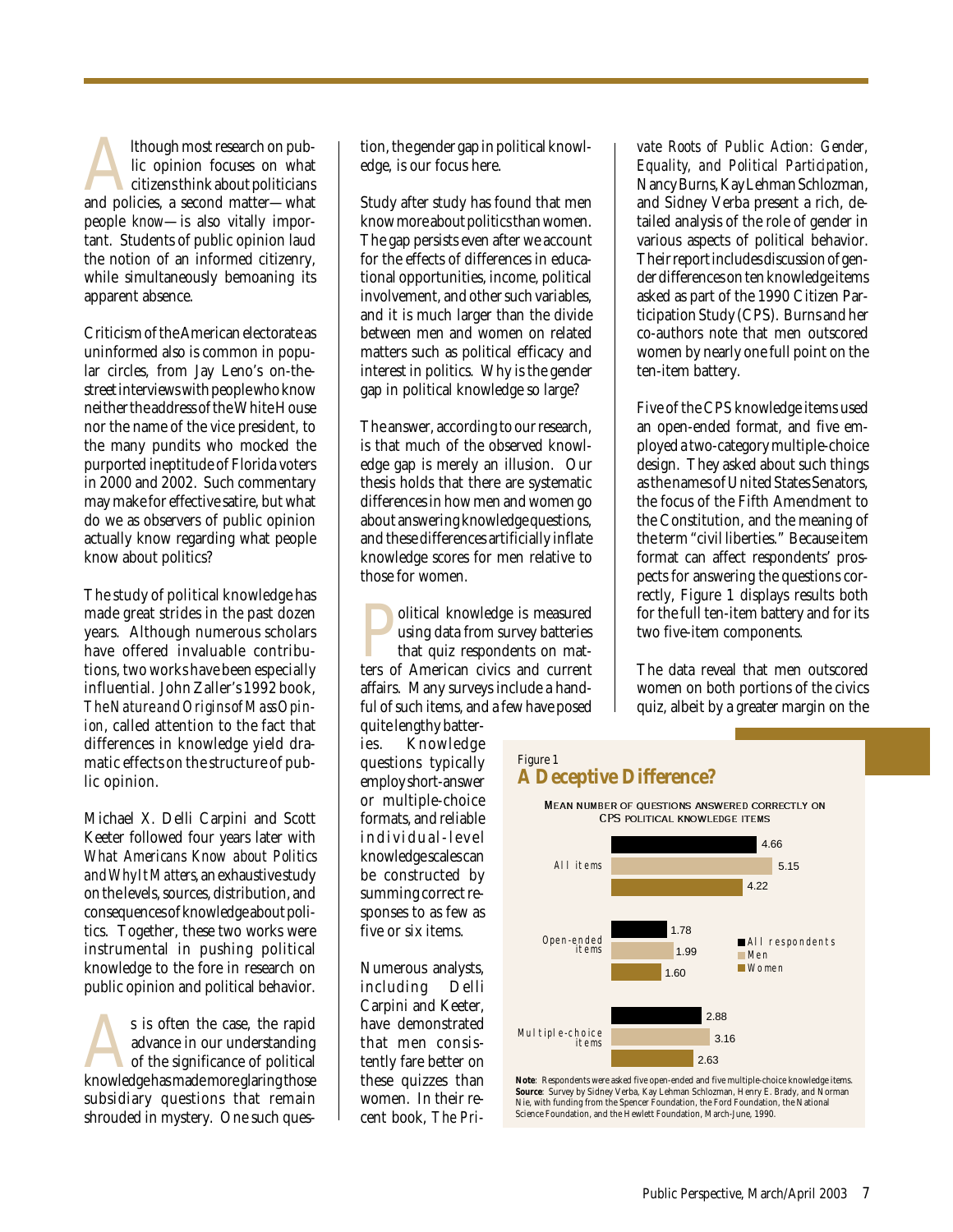Although most research on public opinion focuses on what citizens think about politicians and policies, a second matter—what people *know*—is also vitally important. Students of public opinion laud the notion of an informed citizenry, while simultaneously bemoaning its apparent absence.

Criticism of the American electorate as uninformed also is common in popular circles, from Jay Leno's on-the-street interviews with people who know neither the address of the White House nor the name of the vice president, to the many pundits who mocked the purported ineptitude of Florida voters in 2000 and 2002. Such commentary may make for effective satire, but what do we as observers of public opinion actually know regarding what people know about politics?

The study of political knowledge has made great strides in the past dozen years. Although numerous scholars have offered invaluable contributions, two works have been especially influential. John Zaller's 1992 book, *The Nature and Origins of Mass Opinion*, called attention to the fact that differences in knowledge yield dramatic effects on the structure of public opinion.

Michael X. Delli Carpini and Scott Keeter followed four years later with *What Americans Know about Politics and Why It Matters*, an exhaustive study on the levels, sources, distribution, and consequences of knowledge about politics. Together, these two works were instrumental in pushing political knowledge to the fore in research on public opinion and political behavior.

As is often the case, the rapid advance in our understanding of the significance of political knowledge has made more glaring those subsidiary questions that remain shrouded in mystery. One such question, the gender gap in political knowledge, is our focus here.

Study after study has found that men know more about politics than women. The gap persists even after we account for the effects of differences in educational opportunities, income, political involvement, and other such variables, and it is much larger than the divide between men and women on related matters such as political efficacy and interest in politics. Why is the gender gap in political knowledge so large?

The answer, according to our research, is that much of the observed knowledge gap is merely an illusion. Our thesis holds that there are systematic differences in how men and women go about answering knowledge questions, and these differences artificially inflate knowledge scores for men relative to those for women.

Political knowledge is measured using data from survey batteries that quiz respondents on matters of American civics and current affairs. Many surveys include a handful of such items, and a few have posed quite lengthy batteries. Knowledge questions typically employ short-answer or multiple-choice formats, and reliable individual-level knowledge scales can be constructed by summing correct responses to as few as five or six items.

Numerous analysts, including Delli Carpini and Keeter, have demonstrated that men consistently fare better on these quizzes than women. In their recent book, *The Private Roots of Public Action: Gender, Equality, and Political Participation*, Nancy Burns, Kay Lehman Schlozman, and Sidney Verba present a rich, detailed analysis of the role of gender in various aspects of political behavior. Their report includes discussion of gender differences on ten knowledge items asked as part of the 1990 Citizen Participation Study (CPS). Burns and her co-authors note that men outscored women by nearly one full point on the ten-item battery.

Five of the CPS knowledge items used an open-ended format, and five employed a two-category multiple-choice design. They asked about such things as the names of United States Senators, the focus of the Fifth Amendment to the Constitution, and the meaning of the term "civil liberties." Because item format can affect respondents' prospects for answering the questions correctly, Figure 1 displays results both for the full ten-item battery and for its two five-item components.

The data reveal that men outscored women on both portions of the civics quiz, albeit by a greater margin on the

Figure 1
## A Deceptive Difference?

MEAN NUMBER OF QUESTIONS ANSWERED CORRECTLY ON CPS POLITICAL KNOWLEDGE ITEMS

| | All respondents | Men | Women |
|---|---|---|---|
| All items | 4.66 | 5.15 | 4.22 |
| Open-ended items | 1.78 | 1.99 | 1.60 |
| Multiple-choice items | 2.88 | 3.16 | 2.63 |

**Note**: Respondents were asked five open-ended and five multiple-choice knowledge items.
**Source**: Survey by Sidney Verba, Kay Lehman Schlozman, Henry E. Brady, and Norman Nie, with funding from the Spencer Foundation, the Ford Foundation, the National Science Foundation, and the Hewlett Foundation, March-June, 1990.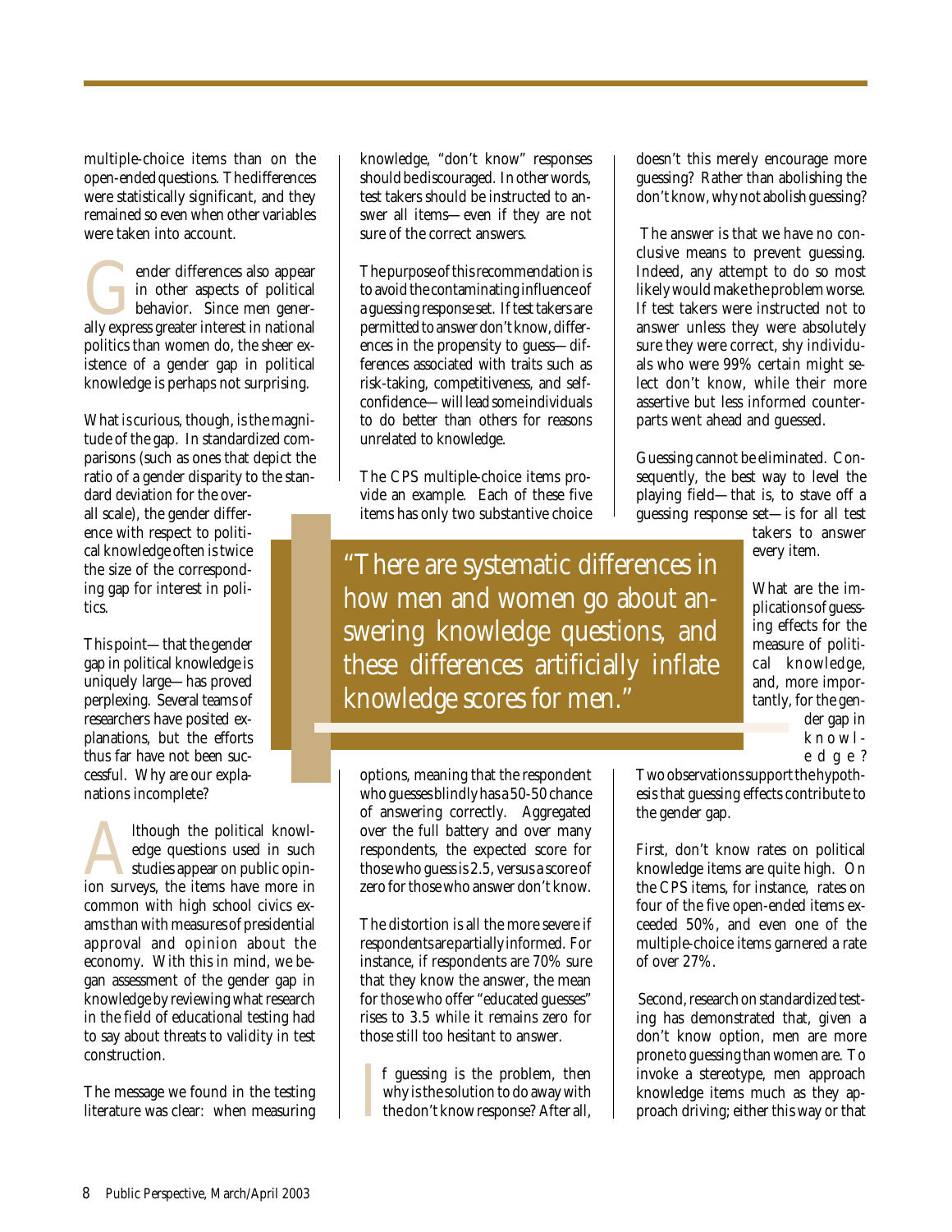multiple-choice items than on the open-ended questions. The differences were statistically significant, and they remained so even when other variables were taken into account.

Gender differences also appear in other aspects of political behavior. Since men generally express greater interest in national politics than women do, the sheer existence of a gender gap in political knowledge is perhaps not surprising.

What is curious, though, is the magnitude of the gap. In standardized comparisons (such as ones that depict the ratio of a gender disparity to the standard deviation for the overall scale), the gender difference with respect to political knowledge often is twice the size of the corresponding gap for interest in politics.

This point—that the gender gap in political knowledge is uniquely large—has proved perplexing. Several teams of researchers have posited explanations, but the efforts thus far have not been successful. Why are our explanations incomplete?

Although the political knowledge questions used in such studies appear on public opinion surveys, the items have more in common with high school civics exams than with measures of presidential approval and opinion about the economy. With this in mind, we began assessment of the gender gap in knowledge by reviewing what research in the field of educational testing had to say about threats to validity in test construction.

The message we found in the testing literature was clear: when measuring knowledge, "don't know" responses should be discouraged. In other words, test takers should be instructed to answer all items—even if they are not sure of the correct answers.

The purpose of this recommendation is to avoid the contaminating influence of a guessing response set. If test takers are permitted to answer don't know, differences in the propensity to guess—differences associated with traits such as risk-taking, competitiveness, and self-confidence—will lead some individuals to do better than others for reasons unrelated to knowledge.

The CPS multiple-choice items provide an example. Each of these five items has only two substantive choice options, meaning that the respondent who guesses blindly has a 50-50 chance of answering correctly. Aggregated over the full battery and over many respondents, the expected score for those who guess is 2.5, versus a score of zero for those who answer don't know.

> "There are systematic differences in how men and women go about answering knowledge questions, and these differences artificially inflate knowledge scores for men."

The distortion is all the more severe if respondents are partially informed. For instance, if respondents are 70% sure that they know the answer, the mean for those who offer "educated guesses" rises to 3.5 while it remains zero for those still too hesitant to answer.

If guessing is the problem, then why is the solution to do away with the don't know response? After all, doesn't this merely encourage more guessing? Rather than abolishing the don't know, why not abolish guessing?

The answer is that we have no conclusive means to prevent guessing. Indeed, any attempt to do so most likely would make the problem worse. If test takers were instructed not to answer unless they were absolutely sure they were correct, shy individuals who were 99% certain might select don't know, while their more assertive but less informed counterparts went ahead and guessed.

Guessing cannot be eliminated. Consequently, the best way to level the playing field—that is, to stave off a guessing response set—is for all test takers to answer every item.

What are the implications of guessing effects for the measure of political knowledge, and, more importantly, for the gender gap in knowledge?

Two observations support the hypothesis that guessing effects contribute to the gender gap.

First, don't know rates on political knowledge items are quite high. On the CPS items, for instance, rates on four of the five open-ended items exceeded 50%, and even one of the multiple-choice items garnered a rate of over 27%.

Second, research on standardized testing has demonstrated that, given a don't know option, men are more prone to guessing than women are. To invoke a stereotype, men approach knowledge items much as they approach driving; either this way or that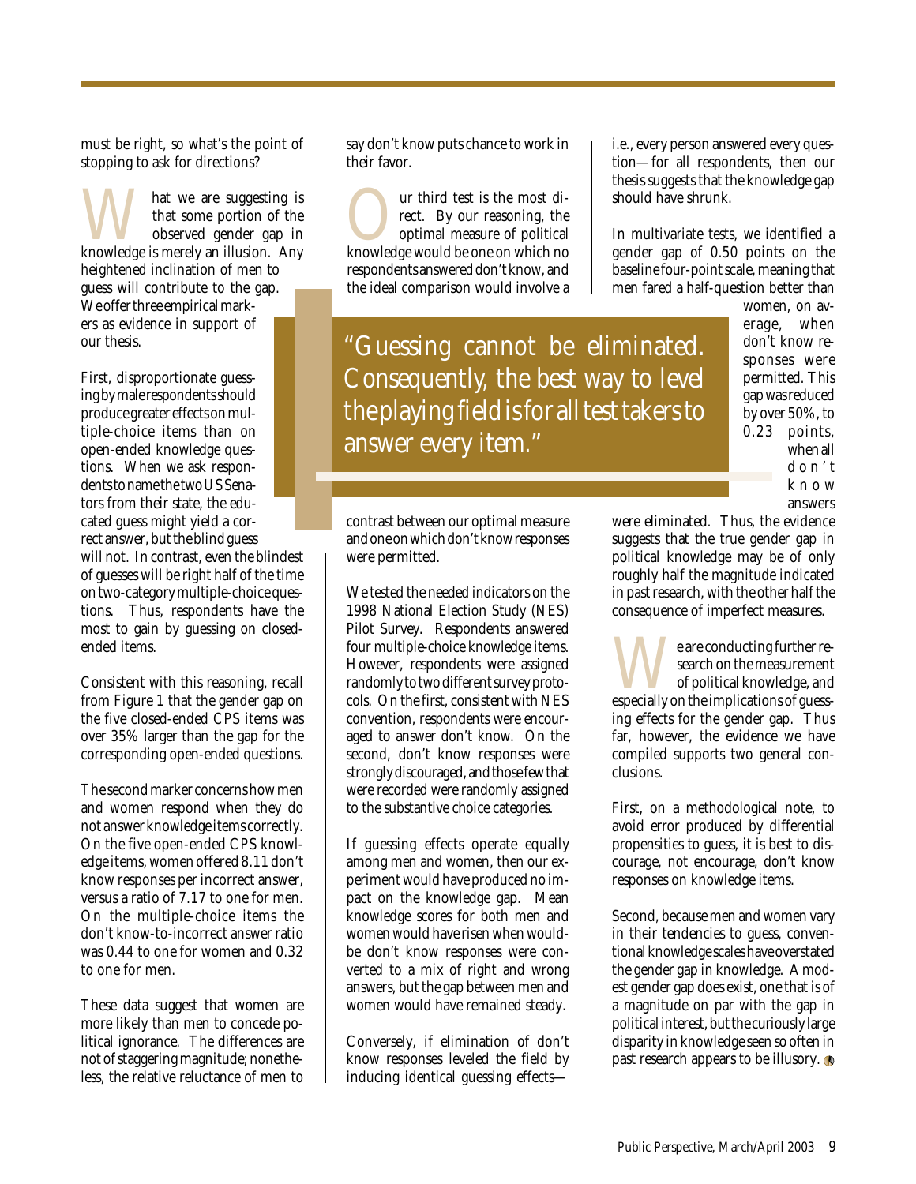must be right, so what's the point of stopping to ask for directions?

What we are suggesting is that some portion of the observed gender gap in knowledge is merely an illusion. Any heightened inclination of men to guess will contribute to the gap. We offer three empirical markers as evidence in support of our thesis.

First, disproportionate guessing by male respondents should produce greater effects on multiple-choice items than on open-ended knowledge questions. When we ask respondents to name the two US Senators from their state, the educated guess might yield a correct answer, but the blind guess will not. In contrast, even the blindest of guesses will be right half of the time on two-category multiple-choice questions. Thus, respondents have the most to gain by guessing on closed-ended items.

Consistent with this reasoning, recall from Figure 1 that the gender gap on the five closed-ended CPS items was over 35% larger than the gap for the corresponding open-ended questions.

The second marker concerns how men and women respond when they do not answer knowledge items correctly. On the five open-ended CPS knowledge items, women offered 8.11 don't know responses per incorrect answer, versus a ratio of 7.17 to one for men. On the multiple-choice items the don't know-to-incorrect answer ratio was 0.44 to one for women and 0.32 to one for men.

These data suggest that women are more likely than men to concede political ignorance. The differences are not of staggering magnitude; nonetheless, the relative reluctance of men to say don't know puts chance to work in their favor.

Our third test is the most direct. By our reasoning, the optimal measure of political knowledge would be one on which no respondents answered don't know, and the ideal comparison would involve a contrast between our optimal measure and one on which don't know responses were permitted.

> "Guessing cannot be eliminated. Consequently, the best way to level the playing field is for all test takers to answer every item."

We tested the needed indicators on the 1998 National Election Study (NES) Pilot Survey. Respondents answered four multiple-choice knowledge items. However, respondents were assigned randomly to two different survey protocols. On the first, consistent with NES convention, respondents were encouraged to answer don't know. On the second, don't know responses were strongly discouraged, and those few that were recorded were randomly assigned to the substantive choice categories.

If guessing effects operate equally among men and women, then our experiment would have produced no impact on the knowledge gap. Mean knowledge scores for both men and women would have risen when would-be don't know responses were converted to a mix of right and wrong answers, but the gap between men and women would have remained steady.

Conversely, if elimination of don't know responses leveled the field by inducing identical guessing effects—i.e., every person answered every question—for all respondents, then our thesis suggests that the knowledge gap should have shrunk.

In multivariate tests, we identified a gender gap of 0.50 points on the baseline four-point scale, meaning that men fared a half-question better than women, on average, when don't know responses were permitted. This gap was reduced by over 50%, to 0.23 points, when all don't know answers were eliminated. Thus, the evidence suggests that the true gender gap in political knowledge may be of only roughly half the magnitude indicated in past research, with the other half the consequence of imperfect measures.

We are conducting further research on the measurement of political knowledge, and especially on the implications of guessing effects for the gender gap. Thus far, however, the evidence we have compiled supports two general conclusions.

First, on a methodological note, to avoid error produced by differential propensities to guess, it is best to discourage, not encourage, don't know responses on knowledge items.

Second, because men and women vary in their tendencies to guess, conventional knowledge scales have overstated the gender gap in knowledge. A modest gender gap does exist, one that is of a magnitude on par with the gap in political interest, but the curiously large disparity in knowledge seen so often in past research appears to be illusory.